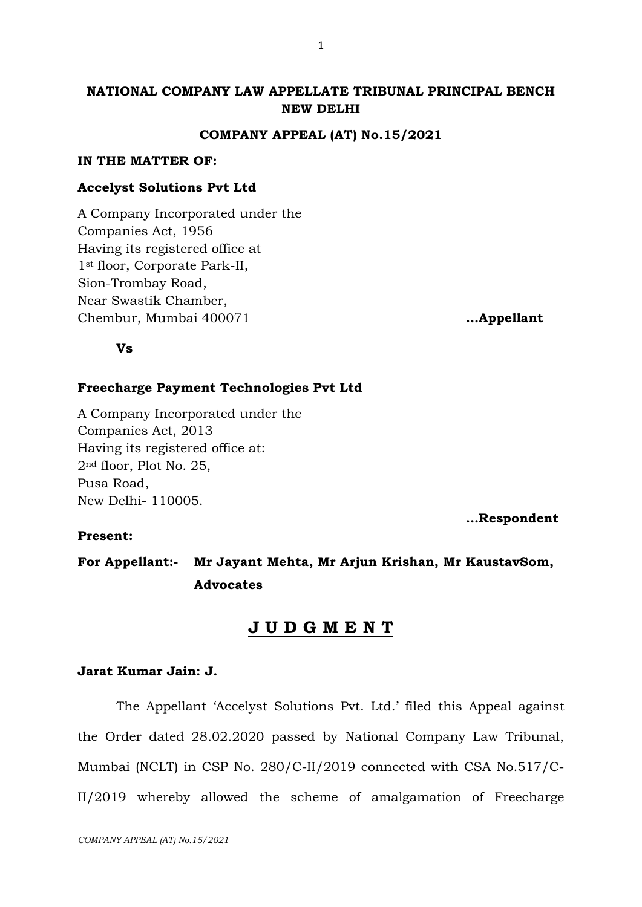**NATIONAL COMPANY LAW APPELLATE TRIBUNAL PRINCIPAL BENCH NEW DELHI**

**COMPANY APPEAL (AT) No.15/2021**

**IN THE MATTER OF:**

**Accelyst Solutions Pvt Ltd**

A Company Incorporated under the
Companies Act, 1956
Having its registered office at
1st floor, Corporate Park-II,
Sion-Trombay Road,
Near Swastik Chamber,
Chembur, Mumbai 400071 **...Appellant**

**Vs**

**Freecharge Payment Technologies Pvt Ltd**

A Company Incorporated under the
Companies Act, 2013
Having its registered office at:
2nd floor, Plot No. 25,
Pusa Road,
New Delhi- 110005.

**...Respondent**

**Present:**

**For Appellant:- Mr Jayant Mehta, Mr Arjun Krishan, Mr KaustavSom, Advocates**

# J U D G M E N T

**Jarat Kumar Jain: J.**

The Appellant 'Accelyst Solutions Pvt. Ltd.' filed this Appeal against the Order dated 28.02.2020 passed by National Company Law Tribunal, Mumbai (NCLT) in CSP No. 280/C-II/2019 connected with CSA No.517/C-II/2019 whereby allowed the scheme of amalgamation of Freecharge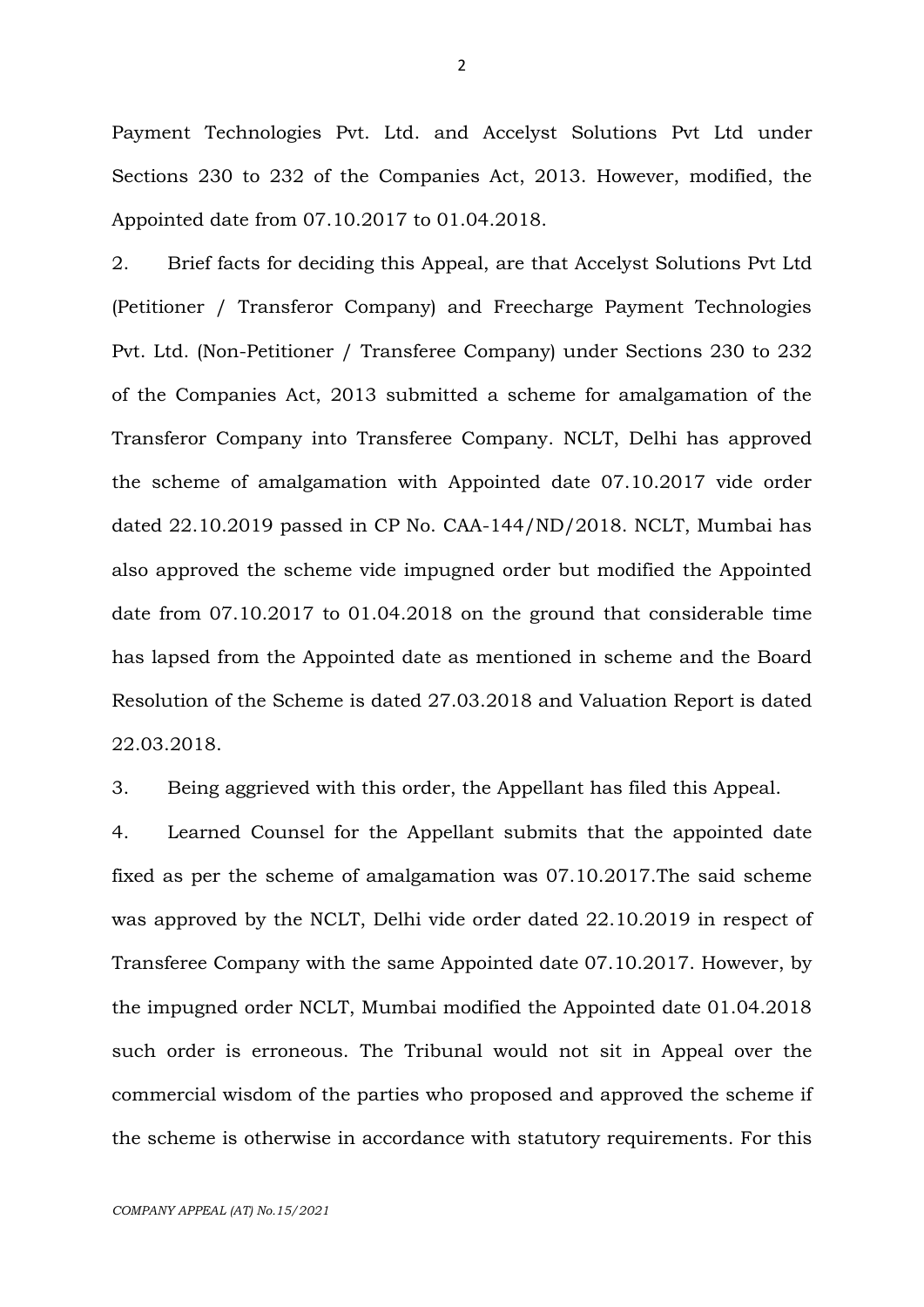Payment Technologies Pvt. Ltd. and Accelyst Solutions Pvt Ltd under Sections 230 to 232 of the Companies Act, 2013. However, modified, the Appointed date from 07.10.2017 to 01.04.2018.

2. Brief facts for deciding this Appeal, are that Accelyst Solutions Pvt Ltd (Petitioner / Transferor Company) and Freecharge Payment Technologies Pvt. Ltd. (Non-Petitioner / Transferee Company) under Sections 230 to 232 of the Companies Act, 2013 submitted a scheme for amalgamation of the Transferor Company into Transferee Company. NCLT, Delhi has approved the scheme of amalgamation with Appointed date 07.10.2017 vide order dated 22.10.2019 passed in CP No. CAA-144/ND/2018. NCLT, Mumbai has also approved the scheme vide impugned order but modified the Appointed date from 07.10.2017 to 01.04.2018 on the ground that considerable time has lapsed from the Appointed date as mentioned in scheme and the Board Resolution of the Scheme is dated 27.03.2018 and Valuation Report is dated 22.03.2018.

3. Being aggrieved with this order, the Appellant has filed this Appeal.

4. Learned Counsel for the Appellant submits that the appointed date fixed as per the scheme of amalgamation was 07.10.2017.The said scheme was approved by the NCLT, Delhi vide order dated 22.10.2019 in respect of Transferee Company with the same Appointed date 07.10.2017. However, by the impugned order NCLT, Mumbai modified the Appointed date 01.04.2018 such order is erroneous. The Tribunal would not sit in Appeal over the commercial wisdom of the parties who proposed and approved the scheme if the scheme is otherwise in accordance with statutory requirements. For this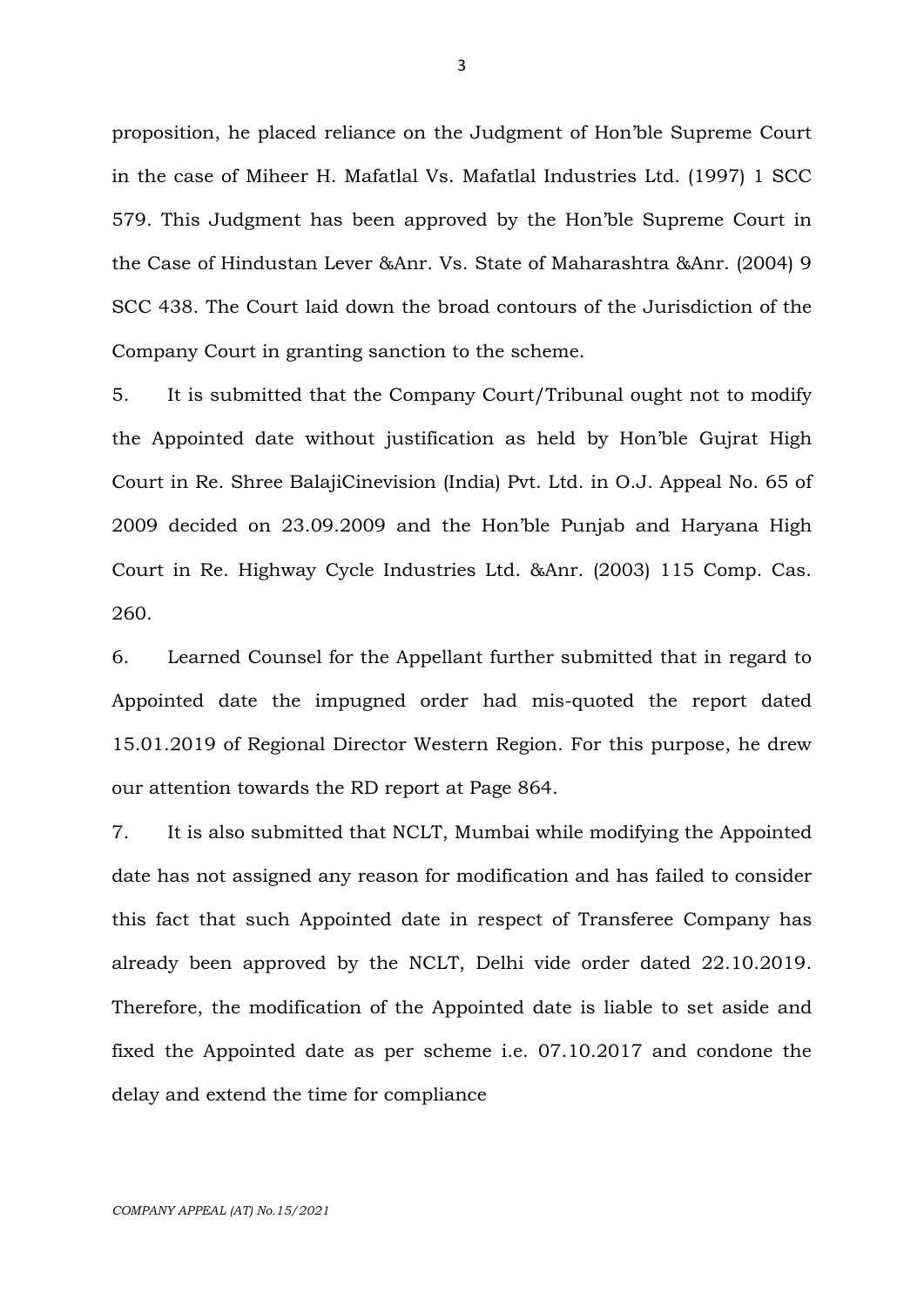proposition, he placed reliance on the Judgment of Hon'ble Supreme Court in the case of Miheer H. Mafatlal Vs. Mafatlal Industries Ltd. (1997) 1 SCC 579. This Judgment has been approved by the Hon'ble Supreme Court in the Case of Hindustan Lever &Anr. Vs. State of Maharashtra &Anr. (2004) 9 SCC 438. The Court laid down the broad contours of the Jurisdiction of the Company Court in granting sanction to the scheme.

5. It is submitted that the Company Court/Tribunal ought not to modify the Appointed date without justification as held by Hon'ble Gujrat High Court in Re. Shree BalajiCinevision (India) Pvt. Ltd. in O.J. Appeal No. 65 of 2009 decided on 23.09.2009 and the Hon'ble Punjab and Haryana High Court in Re. Highway Cycle Industries Ltd. &Anr. (2003) 115 Comp. Cas. 260.

6. Learned Counsel for the Appellant further submitted that in regard to Appointed date the impugned order had mis-quoted the report dated 15.01.2019 of Regional Director Western Region. For this purpose, he drew our attention towards the RD report at Page 864.

7. It is also submitted that NCLT, Mumbai while modifying the Appointed date has not assigned any reason for modification and has failed to consider this fact that such Appointed date in respect of Transferee Company has already been approved by the NCLT, Delhi vide order dated 22.10.2019. Therefore, the modification of the Appointed date is liable to set aside and fixed the Appointed date as per scheme i.e. 07.10.2017 and condone the delay and extend the time for compliance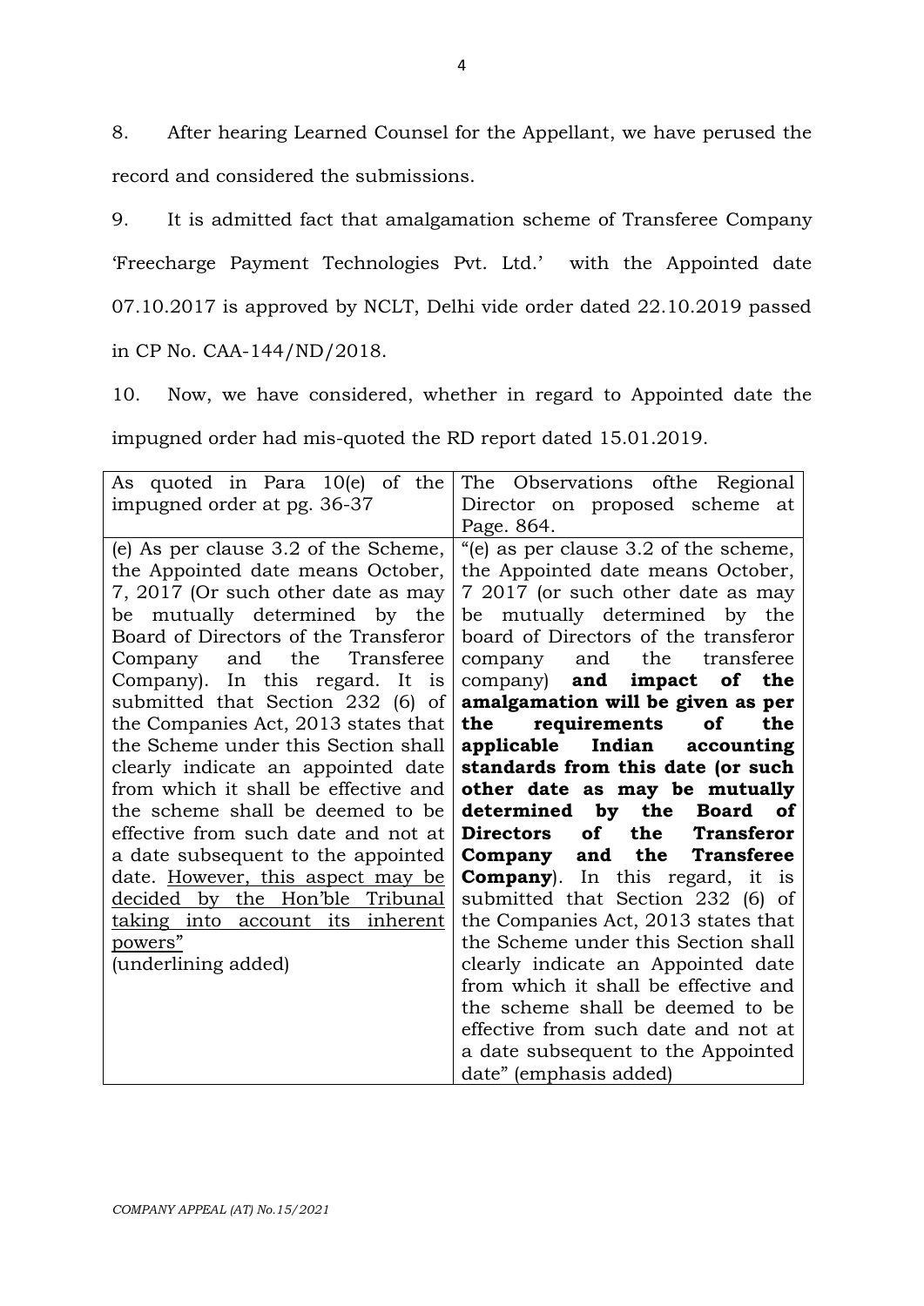8. After hearing Learned Counsel for the Appellant, we have perused the record and considered the submissions.

9. It is admitted fact that amalgamation scheme of Transferee Company 'Freecharge Payment Technologies Pvt. Ltd.' with the Appointed date 07.10.2017 is approved by NCLT, Delhi vide order dated 22.10.2019 passed in CP No. CAA-144/ND/2018.

10. Now, we have considered, whether in regard to Appointed date the impugned order had mis-quoted the RD report dated 15.01.2019.

| As quoted in Para 10(e) of the impugned order at pg. 36-37 | The Observations ofthe Regional Director on proposed scheme at Page. 864. |
|---|---|
| (e) As per clause 3.2 of the Scheme, the Appointed date means October, 7, 2017 (Or such other date as may be mutually determined by the Board of Directors of the Transferor Company and the Transferee Company). In this regard. It is submitted that Section 232 (6) of the Companies Act, 2013 states that the Scheme under this Section shall clearly indicate an appointed date from which it shall be effective and the scheme shall be deemed to be effective from such date and not at a date subsequent to the appointed date. <u>However, this aspect may be decided by the Hon'ble Tribunal taking into account its inherent powers</u>"<br>(underlining added) | "(e) as per clause 3.2 of the scheme, the Appointed date means October, 7 2017 (or such other date as may be mutually determined by the board of Directors of the transferor company and the transferee company) **and impact of the amalgamation will be given as per the requirements of the applicable Indian accounting standards from this date (or such other date as may be mutually determined by the Board of Directors of the Transferor Company and the Transferee Company**). In this regard, it is submitted that Section 232 (6) of the Companies Act, 2013 states that the Scheme under this Section shall clearly indicate an Appointed date from which it shall be effective and the scheme shall be deemed to be effective from such date and not at a date subsequent to the Appointed date" (emphasis added) |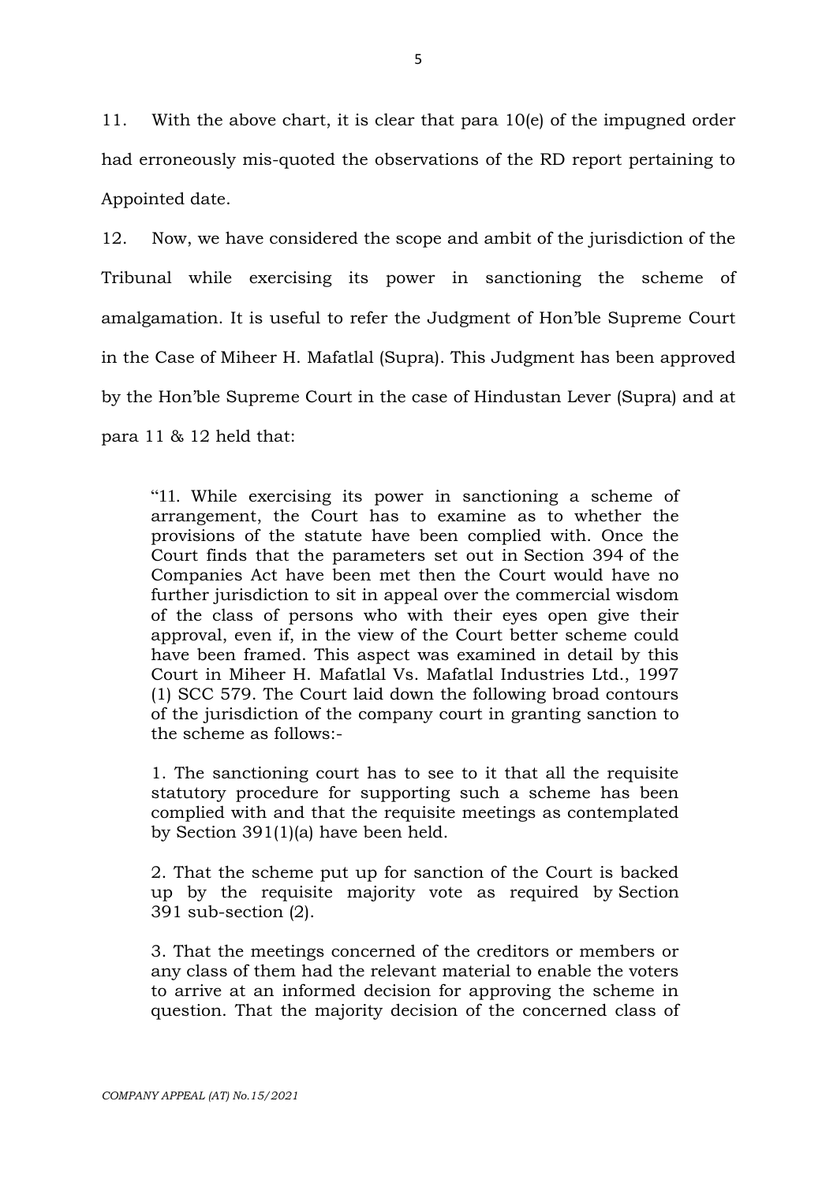11. With the above chart, it is clear that para 10(e) of the impugned order had erroneously mis-quoted the observations of the RD report pertaining to Appointed date.

12. Now, we have considered the scope and ambit of the jurisdiction of the Tribunal while exercising its power in sanctioning the scheme of amalgamation. It is useful to refer the Judgment of Hon'ble Supreme Court in the Case of Miheer H. Mafatlal (Supra). This Judgment has been approved by the Hon'ble Supreme Court in the case of Hindustan Lever (Supra) and at para 11 & 12 held that:

> "11. While exercising its power in sanctioning a scheme of arrangement, the Court has to examine as to whether the provisions of the statute have been complied with. Once the Court finds that the parameters set out in Section 394 of the Companies Act have been met then the Court would have no further jurisdiction to sit in appeal over the commercial wisdom of the class of persons who with their eyes open give their approval, even if, in the view of the Court better scheme could have been framed. This aspect was examined in detail by this Court in Miheer H. Mafatlal Vs. Mafatlal Industries Ltd., 1997 (1) SCC 579. The Court laid down the following broad contours of the jurisdiction of the company court in granting sanction to the scheme as follows:-
>
> 1. The sanctioning court has to see to it that all the requisite statutory procedure for supporting such a scheme has been complied with and that the requisite meetings as contemplated by Section 391(1)(a) have been held.
>
> 2. That the scheme put up for sanction of the Court is backed up by the requisite majority vote as required by Section 391 sub-section (2).
>
> 3. That the meetings concerned of the creditors or members or any class of them had the relevant material to enable the voters to arrive at an informed decision for approving the scheme in question. That the majority decision of the concerned class of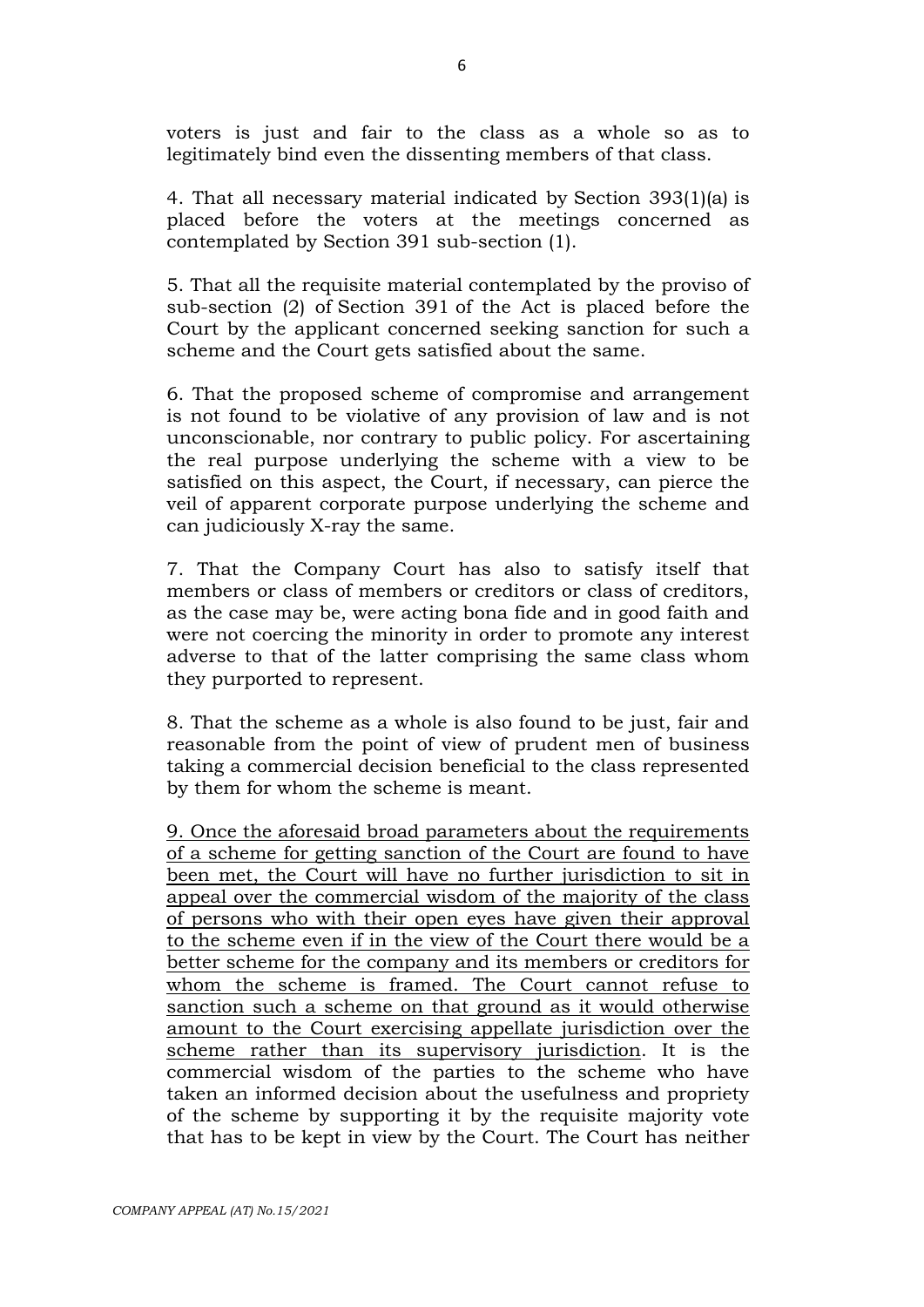voters is just and fair to the class as a whole so as to legitimately bind even the dissenting members of that class.

4. That all necessary material indicated by Section 393(1)(a) is placed before the voters at the meetings concerned as contemplated by Section 391 sub-section (1).

5. That all the requisite material contemplated by the proviso of sub-section (2) of Section 391 of the Act is placed before the Court by the applicant concerned seeking sanction for such a scheme and the Court gets satisfied about the same.

6. That the proposed scheme of compromise and arrangement is not found to be violative of any provision of law and is not unconscionable, nor contrary to public policy. For ascertaining the real purpose underlying the scheme with a view to be satisfied on this aspect, the Court, if necessary, can pierce the veil of apparent corporate purpose underlying the scheme and can judiciously X-ray the same.

7. That the Company Court has also to satisfy itself that members or class of members or creditors or class of creditors, as the case may be, were acting bona fide and in good faith and were not coercing the minority in order to promote any interest adverse to that of the latter comprising the same class whom they purported to represent.

8. That the scheme as a whole is also found to be just, fair and reasonable from the point of view of prudent men of business taking a commercial decision beneficial to the class represented by them for whom the scheme is meant.

9. Once the aforesaid broad parameters about the requirements of a scheme for getting sanction of the Court are found to have been met, the Court will have no further jurisdiction to sit in appeal over the commercial wisdom of the majority of the class of persons who with their open eyes have given their approval to the scheme even if in the view of the Court there would be a better scheme for the company and its members or creditors for whom the scheme is framed. The Court cannot refuse to sanction such a scheme on that ground as it would otherwise amount to the Court exercising appellate jurisdiction over the scheme rather than its supervisory jurisdiction. It is the commercial wisdom of the parties to the scheme who have taken an informed decision about the usefulness and propriety of the scheme by supporting it by the requisite majority vote that has to be kept in view by the Court. The Court has neither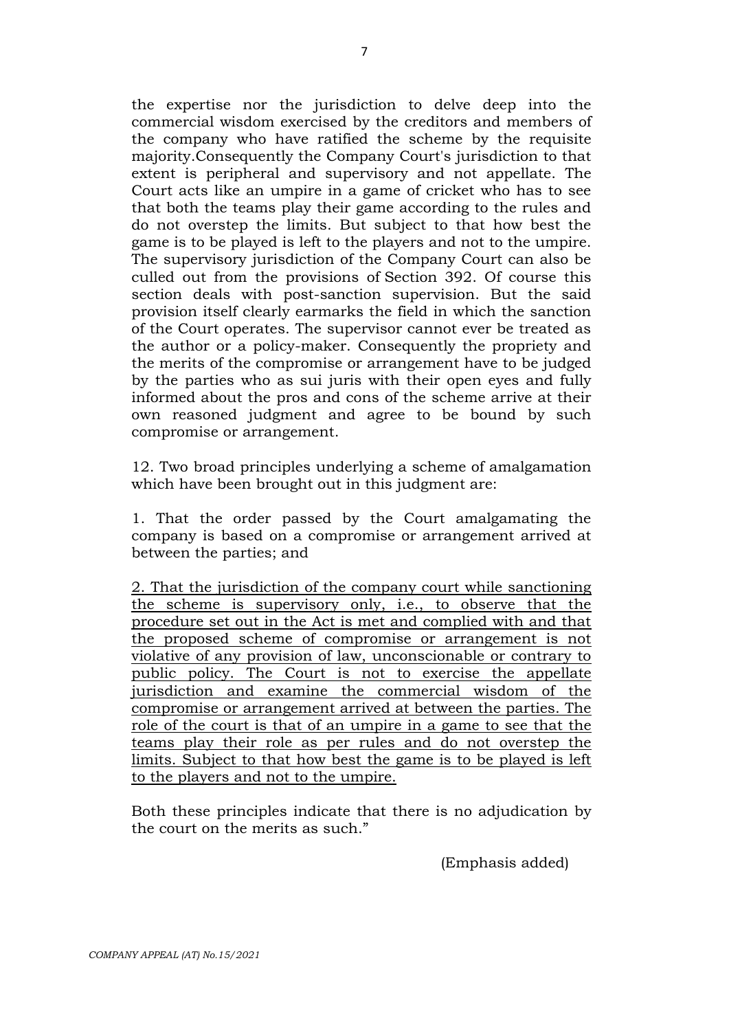the expertise nor the jurisdiction to delve deep into the commercial wisdom exercised by the creditors and members of the company who have ratified the scheme by the requisite majority.Consequently the Company Court's jurisdiction to that extent is peripheral and supervisory and not appellate. The Court acts like an umpire in a game of cricket who has to see that both the teams play their game according to the rules and do not overstep the limits. But subject to that how best the game is to be played is left to the players and not to the umpire. The supervisory jurisdiction of the Company Court can also be culled out from the provisions of Section 392. Of course this section deals with post-sanction supervision. But the said provision itself clearly earmarks the field in which the sanction of the Court operates. The supervisor cannot ever be treated as the author or a policy-maker. Consequently the propriety and the merits of the compromise or arrangement have to be judged by the parties who as sui juris with their open eyes and fully informed about the pros and cons of the scheme arrive at their own reasoned judgment and agree to be bound by such compromise or arrangement.

12. Two broad principles underlying a scheme of amalgamation which have been brought out in this judgment are:

1. That the order passed by the Court amalgamating the company is based on a compromise or arrangement arrived at between the parties; and

2. <u>That the jurisdiction of the company court while sanctioning the scheme is supervisory only, i.e., to observe that the procedure set out in the Act is met and complied with and that the proposed scheme of compromise or arrangement is not violative of any provision of law, unconscionable or contrary to public policy. The Court is not to exercise the appellate jurisdiction and examine the commercial wisdom of the compromise or arrangement arrived at between the parties. The role of the court is that of an umpire in a game to see that the teams play their role as per rules and do not overstep the limits. Subject to that how best the game is to be played is left to the players and not to the umpire.</u>

Both these principles indicate that there is no adjudication by the court on the merits as such."

(Emphasis added)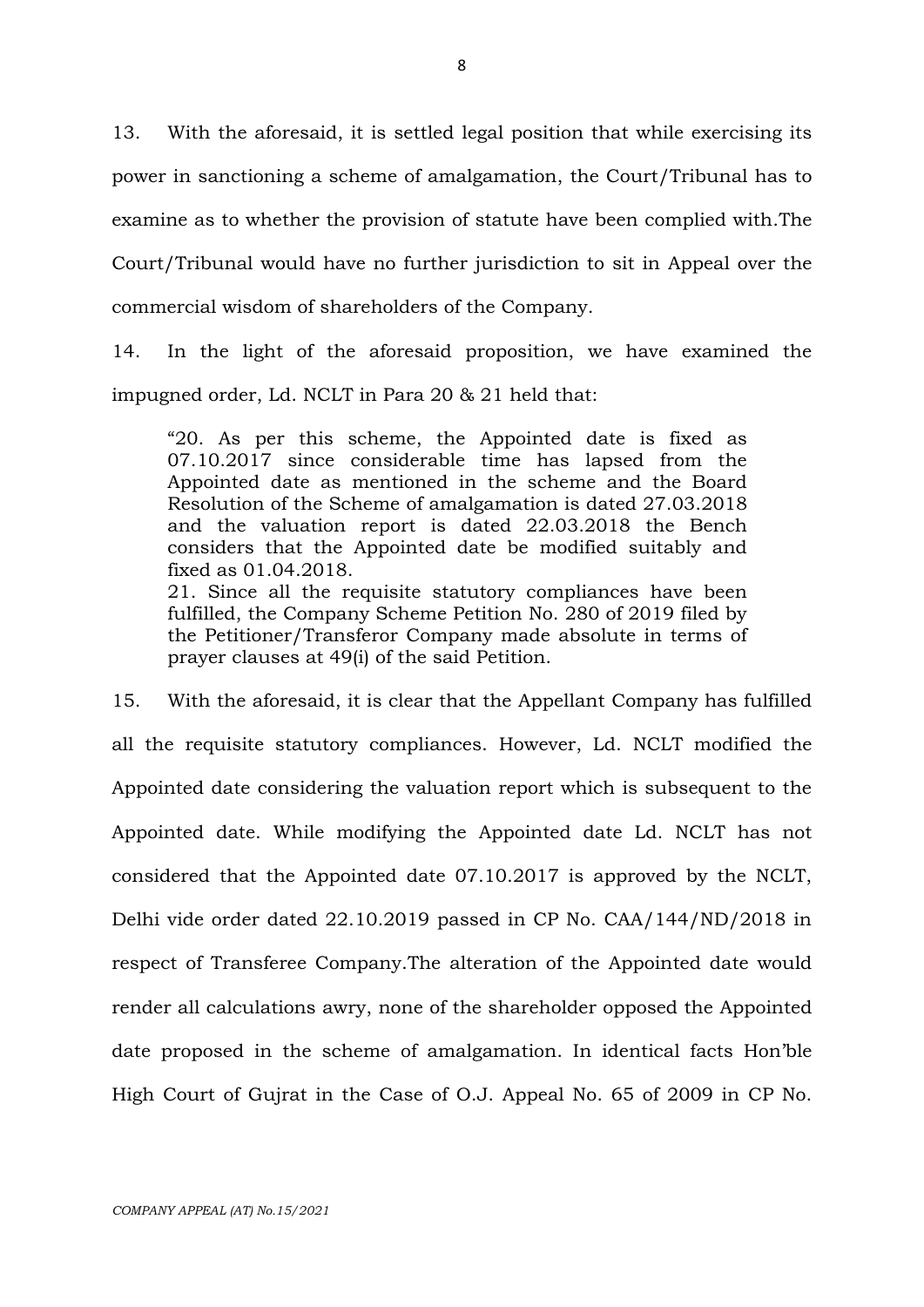13. With the aforesaid, it is settled legal position that while exercising its power in sanctioning a scheme of amalgamation, the Court/Tribunal has to examine as to whether the provision of statute have been complied with.The Court/Tribunal would have no further jurisdiction to sit in Appeal over the commercial wisdom of shareholders of the Company.

14. In the light of the aforesaid proposition, we have examined the impugned order, Ld. NCLT in Para 20 & 21 held that:

> "20. As per this scheme, the Appointed date is fixed as 07.10.2017 since considerable time has lapsed from the Appointed date as mentioned in the scheme and the Board Resolution of the Scheme of amalgamation is dated 27.03.2018 and the valuation report is dated 22.03.2018 the Bench considers that the Appointed date be modified suitably and fixed as 01.04.2018.
>
> 21. Since all the requisite statutory compliances have been fulfilled, the Company Scheme Petition No. 280 of 2019 filed by the Petitioner/Transferor Company made absolute in terms of prayer clauses at 49(i) of the said Petition.

15. With the aforesaid, it is clear that the Appellant Company has fulfilled all the requisite statutory compliances. However, Ld. NCLT modified the Appointed date considering the valuation report which is subsequent to the Appointed date. While modifying the Appointed date Ld. NCLT has not considered that the Appointed date 07.10.2017 is approved by the NCLT, Delhi vide order dated 22.10.2019 passed in CP No. CAA/144/ND/2018 in respect of Transferee Company.The alteration of the Appointed date would render all calculations awry, none of the shareholder opposed the Appointed date proposed in the scheme of amalgamation. In identical facts Hon'ble High Court of Gujrat in the Case of O.J. Appeal No. 65 of 2009 in CP No.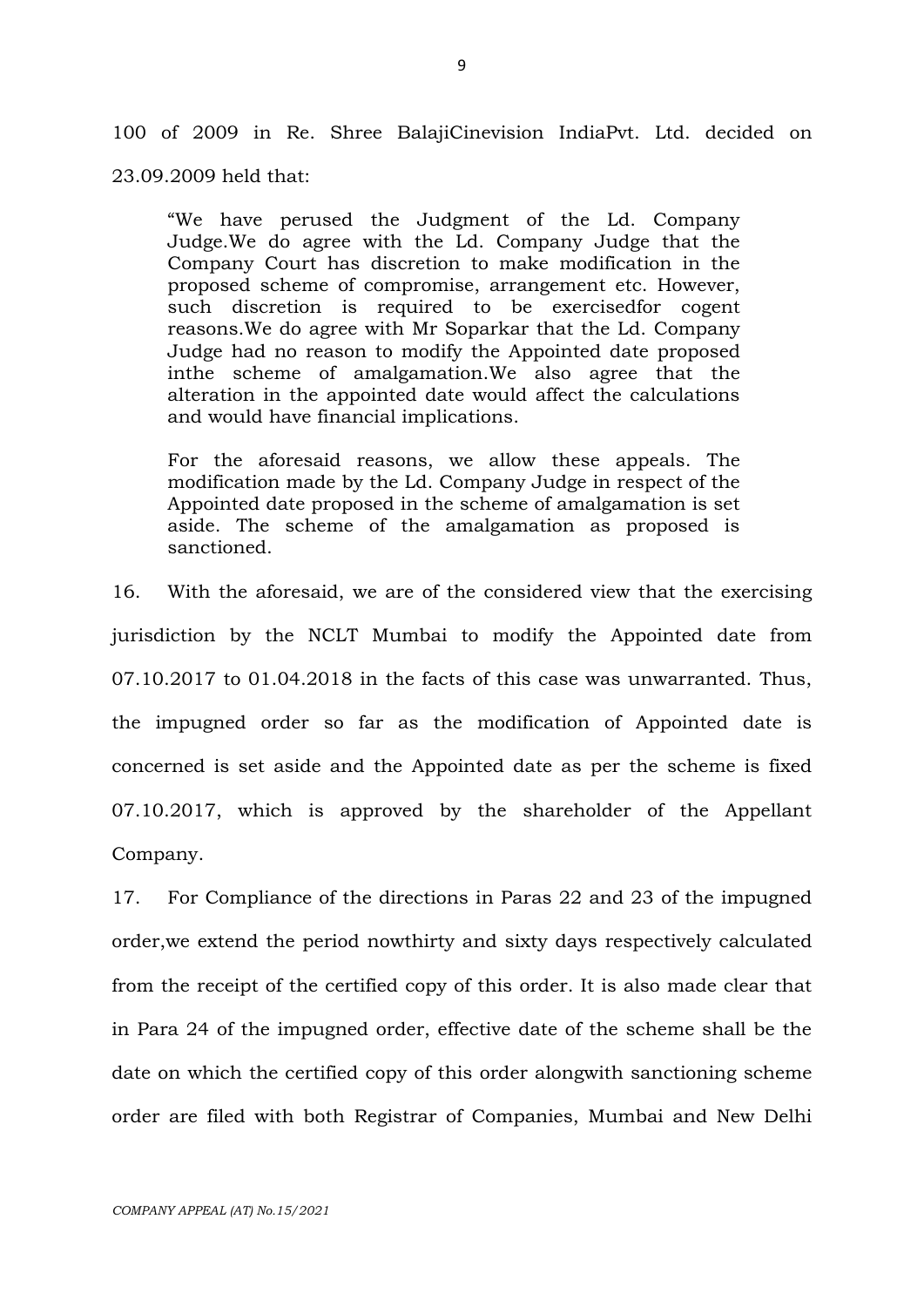100 of 2009 in Re. Shree BalajiCinevision IndiaPvt. Ltd. decided on 23.09.2009 held that:

> "We have perused the Judgment of the Ld. Company Judge.We do agree with the Ld. Company Judge that the Company Court has discretion to make modification in the proposed scheme of compromise, arrangement etc. However, such discretion is required to be exercisedfor cogent reasons.We do agree with Mr Soparkar that the Ld. Company Judge had no reason to modify the Appointed date proposed inthe scheme of amalgamation.We also agree that the alteration in the appointed date would affect the calculations and would have financial implications.
>
> For the aforesaid reasons, we allow these appeals. The modification made by the Ld. Company Judge in respect of the Appointed date proposed in the scheme of amalgamation is set aside. The scheme of the amalgamation as proposed is sanctioned.

16. With the aforesaid, we are of the considered view that the exercising jurisdiction by the NCLT Mumbai to modify the Appointed date from 07.10.2017 to 01.04.2018 in the facts of this case was unwarranted. Thus, the impugned order so far as the modification of Appointed date is concerned is set aside and the Appointed date as per the scheme is fixed 07.10.2017, which is approved by the shareholder of the Appellant Company.

17. For Compliance of the directions in Paras 22 and 23 of the impugned order,we extend the period nowthirty and sixty days respectively calculated from the receipt of the certified copy of this order. It is also made clear that in Para 24 of the impugned order, effective date of the scheme shall be the date on which the certified copy of this order alongwith sanctioning scheme order are filed with both Registrar of Companies, Mumbai and New Delhi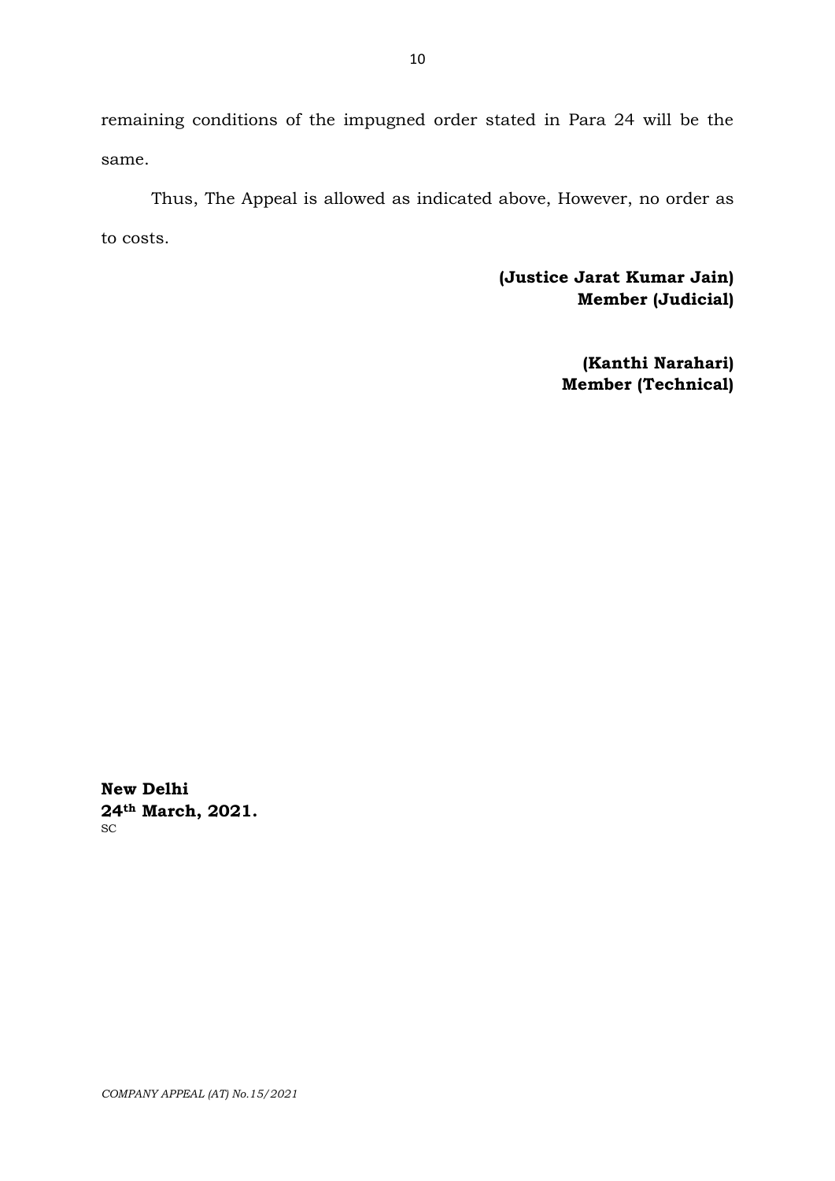remaining conditions of the impugned order stated in Para 24 will be the same.

Thus, The Appeal is allowed as indicated above, However, no order as to costs.

**(Justice Jarat Kumar Jain)**
**Member (Judicial)**

**(Kanthi Narahari)**
**Member (Technical)**

**New Delhi**
**24th March, 2021.**
SC